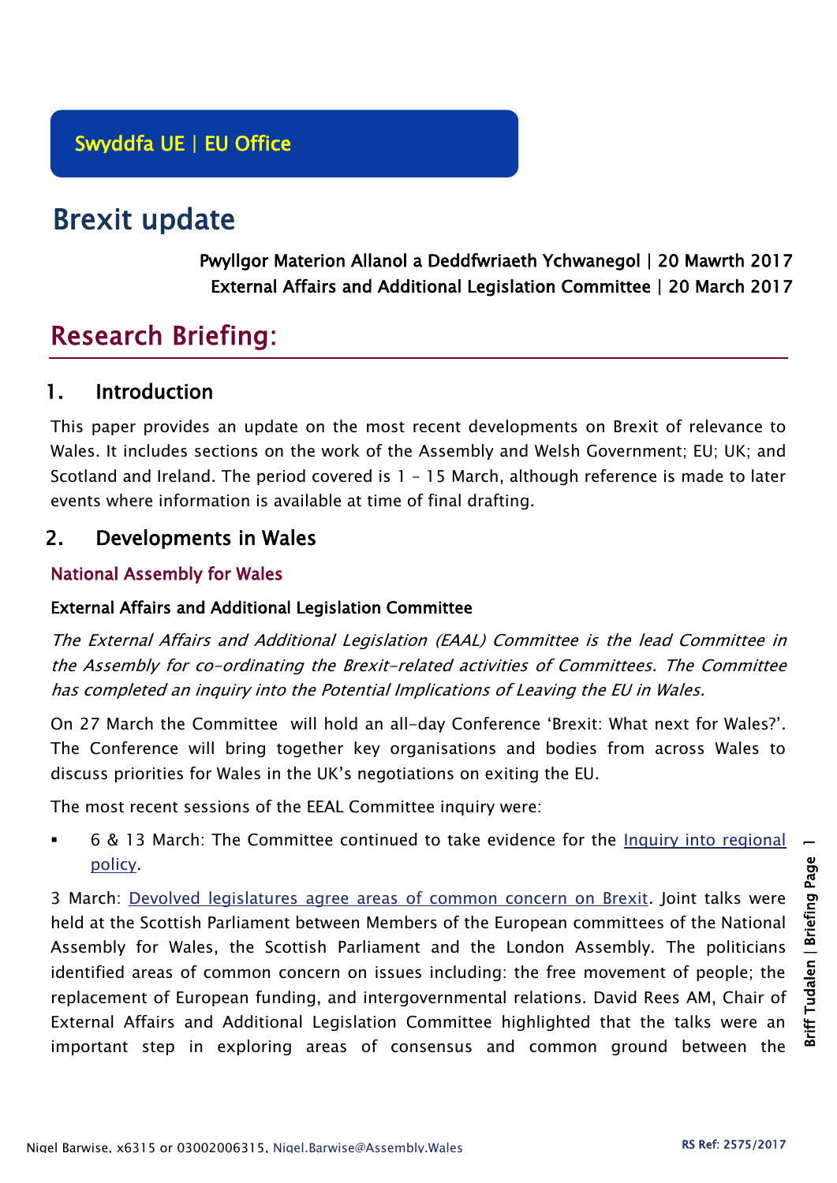Swyddfa UE | EU Office

# Brexit update

**Pwyllgor Materion Allanol a Deddfwriaeth Ychwanegol | 20 Mawrth 2017**
**External Affairs and Additional Legislation Committee | 20 March 2017**

# Research Briefing:

## 1. Introduction

This paper provides an update on the most recent developments on Brexit of relevance to Wales. It includes sections on the work of the Assembly and Welsh Government; EU; UK; and Scotland and Ireland. The period covered is 1 – 15 March, although reference is made to later events where information is available at time of final drafting.

## 2. Developments in Wales

### National Assembly for Wales

#### External Affairs and Additional Legislation Committee

*The External Affairs and Additional Legislation (EAAL) Committee is the lead Committee in the Assembly for co-ordinating the Brexit-related activities of Committees. The Committee has completed an inquiry into the Potential Implications of Leaving the EU in Wales.*

On 27 March the Committee will hold an all-day Conference 'Brexit: What next for Wales?'. The Conference will bring together key organisations and bodies from across Wales to discuss priorities for Wales in the UK's negotiations on exiting the EU.

The most recent sessions of the EEAL Committee inquiry were:

- 6 & 13 March: The Committee continued to take evidence for the Inquiry into regional policy.

3 March: Devolved legislatures agree areas of common concern on Brexit. Joint talks were held at the Scottish Parliament between Members of the European committees of the National Assembly for Wales, the Scottish Parliament and the London Assembly. The politicians identified areas of common concern on issues including: the free movement of people; the replacement of European funding, and intergovernmental relations. David Rees AM, Chair of External Affairs and Additional Legislation Committee highlighted that the talks were an important step in exploring areas of consensus and common ground between the

Nigel Barwise, x6315 or 03002006315, Nigel.Barwise@Assembly.Wales

RS Ref: 2575/2017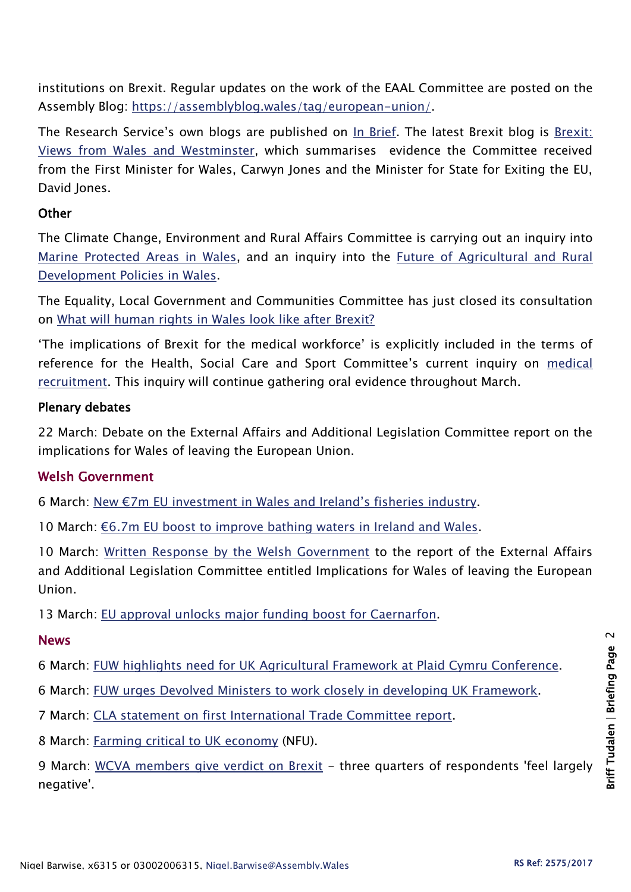institutions on Brexit. Regular updates on the work of the EAAL Committee are posted on the Assembly Blog: [https://assemblyblog.wales/tag/european-union/](https://assemblyblog.wales/tag/european-union/).

The Research Service's own blogs are published on In Brief. The latest Brexit blog is Brexit: Views from Wales and Westminster, which summarises evidence the Committee received from the First Minister for Wales, Carwyn Jones and the Minister for State for Exiting the EU, David Jones.

### Other

The Climate Change, Environment and Rural Affairs Committee is carrying out an inquiry into Marine Protected Areas in Wales, and an inquiry into the Future of Agricultural and Rural Development Policies in Wales.

The Equality, Local Government and Communities Committee has just closed its consultation on What will human rights in Wales look like after Brexit?

'The implications of Brexit for the medical workforce' is explicitly included in the terms of reference for the Health, Social Care and Sport Committee's current inquiry on medical recruitment. This inquiry will continue gathering oral evidence throughout March.

### Plenary debates

22 March: Debate on the External Affairs and Additional Legislation Committee report on the implications for Wales of leaving the European Union.

## Welsh Government

6 March: New €7m EU investment in Wales and Ireland's fisheries industry.

10 March: €6.7m EU boost to improve bathing waters in Ireland and Wales.

10 March: Written Response by the Welsh Government to the report of the External Affairs and Additional Legislation Committee entitled Implications for Wales of leaving the European Union.

13 March: EU approval unlocks major funding boost for Caernarfon.

## News

6 March: FUW highlights need for UK Agricultural Framework at Plaid Cymru Conference.

6 March: FUW urges Devolved Ministers to work closely in developing UK Framework.

7 March: CLA statement on first International Trade Committee report.

8 March: Farming critical to UK economy (NFU).

9 March: WCVA members give verdict on Brexit – three quarters of respondents 'feel largely negative'.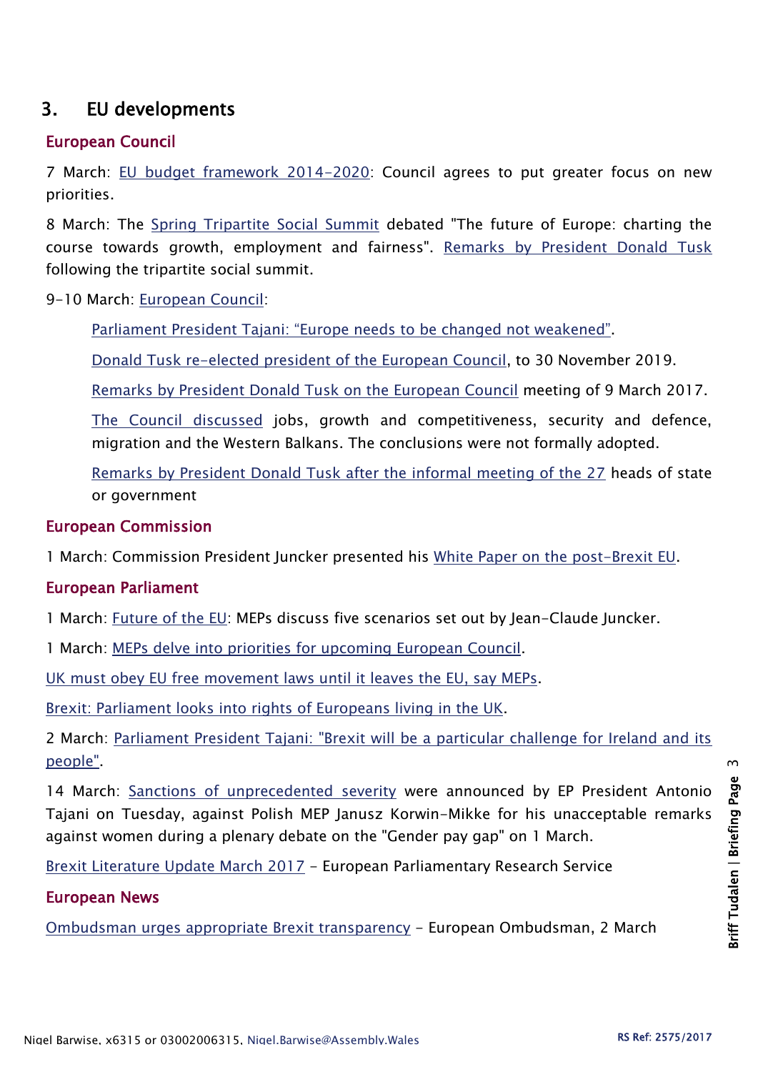## 3. EU developments

### European Council

7 March: EU budget framework 2014-2020: Council agrees to put greater focus on new priorities.

8 March: The Spring Tripartite Social Summit debated "The future of Europe: charting the course towards growth, employment and fairness". Remarks by President Donald Tusk following the tripartite social summit.

9-10 March: European Council:

Parliament President Tajani: "Europe needs to be changed not weakened".

Donald Tusk re-elected president of the European Council, to 30 November 2019.

Remarks by President Donald Tusk on the European Council meeting of 9 March 2017.

The Council discussed jobs, growth and competitiveness, security and defence, migration and the Western Balkans. The conclusions were not formally adopted.

Remarks by President Donald Tusk after the informal meeting of the 27 heads of state or government

### European Commission

1 March: Commission President Juncker presented his White Paper on the post-Brexit EU.

### European Parliament

1 March: Future of the EU: MEPs discuss five scenarios set out by Jean-Claude Juncker.

1 March: MEPs delve into priorities for upcoming European Council.

UK must obey EU free movement laws until it leaves the EU, say MEPs.

Brexit: Parliament looks into rights of Europeans living in the UK.

2 March: Parliament President Tajani: "Brexit will be a particular challenge for Ireland and its people".

14 March: Sanctions of unprecedented severity were announced by EP President Antonio Tajani on Tuesday, against Polish MEP Janusz Korwin-Mikke for his unacceptable remarks against women during a plenary debate on the "Gender pay gap" on 1 March.

Brexit Literature Update March 2017 – European Parliamentary Research Service

### European News

Ombudsman urges appropriate Brexit transparency – European Ombudsman, 2 March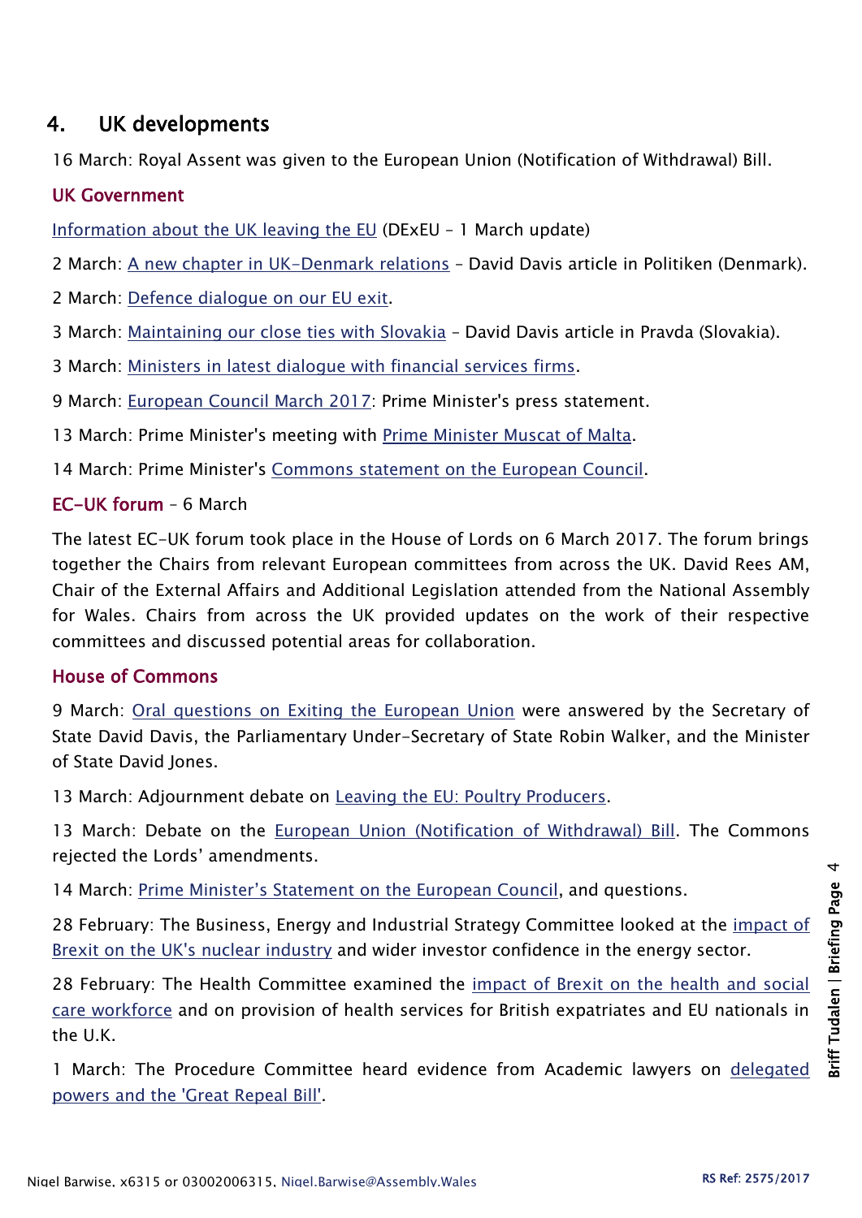## 4. UK developments

16 March: Royal Assent was given to the European Union (Notification of Withdrawal) Bill.

### UK Government

Information about the UK leaving the EU (DExEU – 1 March update)

2 March: A new chapter in UK-Denmark relations – David Davis article in Politiken (Denmark).

2 March: Defence dialogue on our EU exit.

3 March: Maintaining our close ties with Slovakia – David Davis article in Pravda (Slovakia).

3 March: Ministers in latest dialogue with financial services firms.

9 March: European Council March 2017: Prime Minister's press statement.

13 March: Prime Minister's meeting with Prime Minister Muscat of Malta.

14 March: Prime Minister's Commons statement on the European Council.

### EC-UK forum – 6 March

The latest EC-UK forum took place in the House of Lords on 6 March 2017. The forum brings together the Chairs from relevant European committees from across the UK. David Rees AM, Chair of the External Affairs and Additional Legislation attended from the National Assembly for Wales. Chairs from across the UK provided updates on the work of their respective committees and discussed potential areas for collaboration.

### House of Commons

9 March: Oral questions on Exiting the European Union were answered by the Secretary of State David Davis, the Parliamentary Under-Secretary of State Robin Walker, and the Minister of State David Jones.

13 March: Adjournment debate on Leaving the EU: Poultry Producers.

13 March: Debate on the European Union (Notification of Withdrawal) Bill. The Commons rejected the Lords' amendments.

14 March: Prime Minister's Statement on the European Council, and questions.

28 February: The Business, Energy and Industrial Strategy Committee looked at the impact of Brexit on the UK's nuclear industry and wider investor confidence in the energy sector.

28 February: The Health Committee examined the impact of Brexit on the health and social care workforce and on provision of health services for British expatriates and EU nationals in the U.K.

1 March: The Procedure Committee heard evidence from Academic lawyers on delegated powers and the 'Great Repeal Bill'.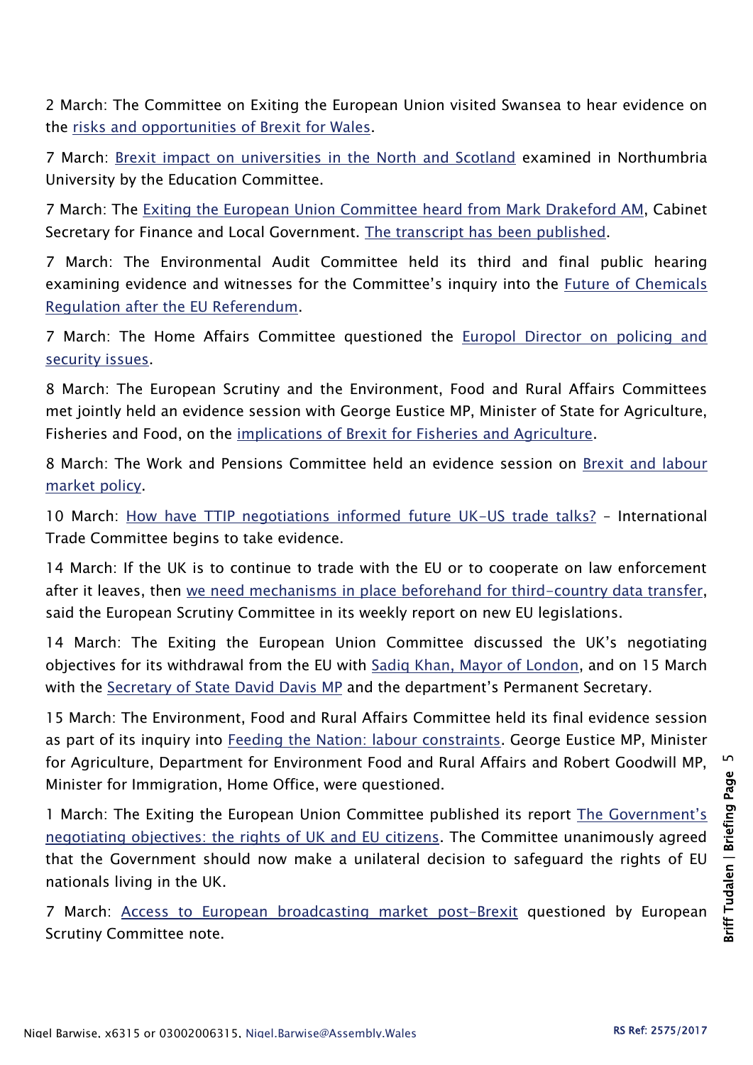2 March: The Committee on Exiting the European Union visited Swansea to hear evidence on the risks and opportunities of Brexit for Wales.

7 March: Brexit impact on universities in the North and Scotland examined in Northumbria University by the Education Committee.

7 March: The Exiting the European Union Committee heard from Mark Drakeford AM, Cabinet Secretary for Finance and Local Government. The transcript has been published.

7 March: The Environmental Audit Committee held its third and final public hearing examining evidence and witnesses for the Committee's inquiry into the Future of Chemicals Regulation after the EU Referendum.

7 March: The Home Affairs Committee questioned the Europol Director on policing and security issues.

8 March: The European Scrutiny and the Environment, Food and Rural Affairs Committees met jointly held an evidence session with George Eustice MP, Minister of State for Agriculture, Fisheries and Food, on the implications of Brexit for Fisheries and Agriculture.

8 March: The Work and Pensions Committee held an evidence session on Brexit and labour market policy.

10 March: How have TTIP negotiations informed future UK-US trade talks? – International Trade Committee begins to take evidence.

14 March: If the UK is to continue to trade with the EU or to cooperate on law enforcement after it leaves, then we need mechanisms in place beforehand for third-country data transfer, said the European Scrutiny Committee in its weekly report on new EU legislations.

14 March: The Exiting the European Union Committee discussed the UK's negotiating objectives for its withdrawal from the EU with Sadiq Khan, Mayor of London, and on 15 March with the Secretary of State David Davis MP and the department's Permanent Secretary.

15 March: The Environment, Food and Rural Affairs Committee held its final evidence session as part of its inquiry into Feeding the Nation: labour constraints. George Eustice MP, Minister for Agriculture, Department for Environment Food and Rural Affairs and Robert Goodwill MP, Minister for Immigration, Home Office, were questioned.

1 March: The Exiting the European Union Committee published its report The Government's negotiating objectives: the rights of UK and EU citizens. The Committee unanimously agreed that the Government should now make a unilateral decision to safeguard the rights of EU nationals living in the UK.

7 March: Access to European broadcasting market post-Brexit questioned by European Scrutiny Committee note.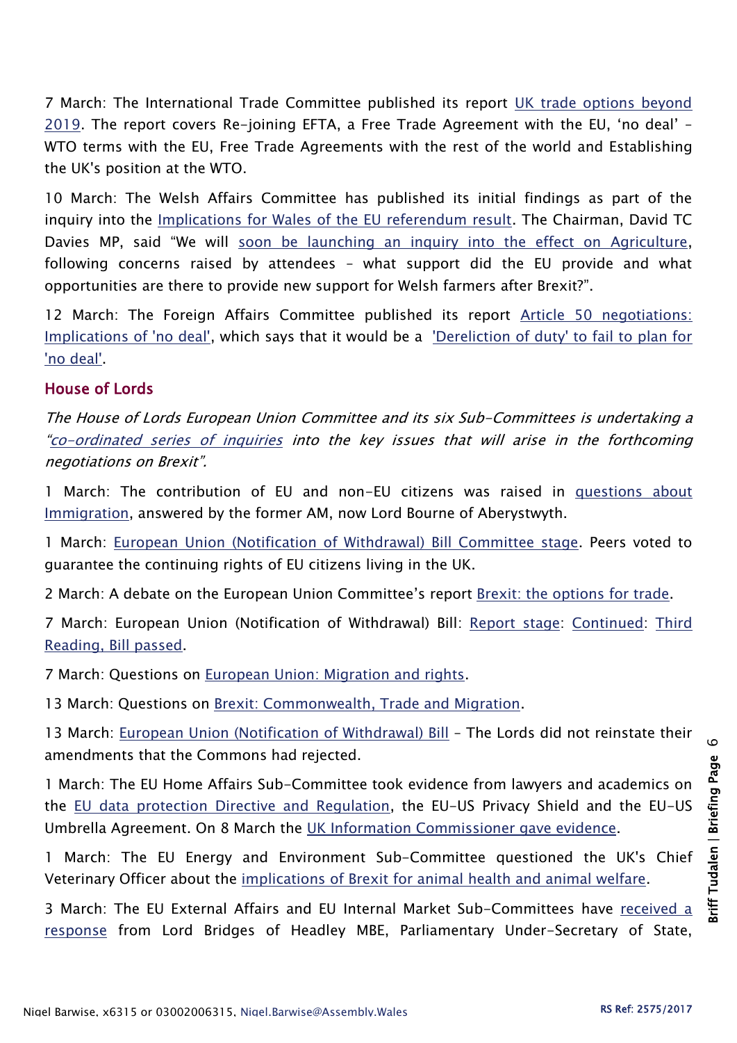7 March: The International Trade Committee published its report UK trade options beyond 2019. The report covers Re-joining EFTA, a Free Trade Agreement with the EU, 'no deal' – WTO terms with the EU, Free Trade Agreements with the rest of the world and Establishing the UK's position at the WTO.

10 March: The Welsh Affairs Committee has published its initial findings as part of the inquiry into the Implications for Wales of the EU referendum result. The Chairman, David TC Davies MP, said "We will soon be launching an inquiry into the effect on Agriculture, following concerns raised by attendees – what support did the EU provide and what opportunities are there to provide new support for Welsh farmers after Brexit?".

12 March: The Foreign Affairs Committee published its report Article 50 negotiations: Implications of 'no deal', which says that it would be a 'Dereliction of duty' to fail to plan for 'no deal'.

## House of Lords

*The House of Lords European Union Committee and its six Sub-Committees is undertaking a "co-ordinated series of inquiries into the key issues that will arise in the forthcoming negotiations on Brexit".*

1 March: The contribution of EU and non-EU citizens was raised in questions about Immigration, answered by the former AM, now Lord Bourne of Aberystwyth.

1 March: European Union (Notification of Withdrawal) Bill Committee stage. Peers voted to guarantee the continuing rights of EU citizens living in the UK.

2 March: A debate on the European Union Committee's report Brexit: the options for trade.

7 March: European Union (Notification of Withdrawal) Bill: Report stage: Continued: Third Reading, Bill passed.

7 March: Questions on European Union: Migration and rights.

13 March: Questions on Brexit: Commonwealth, Trade and Migration.

13 March: European Union (Notification of Withdrawal) Bill – The Lords did not reinstate their amendments that the Commons had rejected.

1 March: The EU Home Affairs Sub-Committee took evidence from lawyers and academics on the EU data protection Directive and Regulation, the EU-US Privacy Shield and the EU-US Umbrella Agreement. On 8 March the UK Information Commissioner gave evidence.

1 March: The EU Energy and Environment Sub-Committee questioned the UK's Chief Veterinary Officer about the implications of Brexit for animal health and animal welfare.

3 March: The EU External Affairs and EU Internal Market Sub-Committees have received a response from Lord Bridges of Headley MBE, Parliamentary Under-Secretary of State,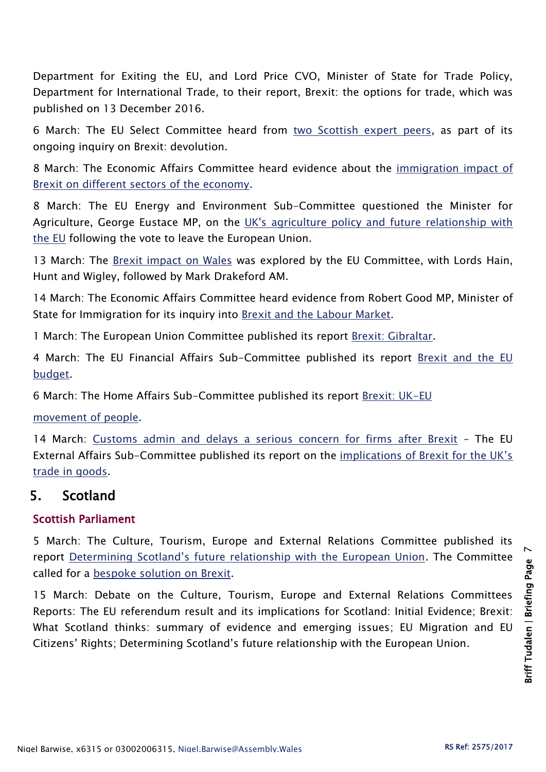Department for Exiting the EU, and Lord Price CVO, Minister of State for Trade Policy, Department for International Trade, to their report, Brexit: the options for trade, which was published on 13 December 2016.

6 March: The EU Select Committee heard from two Scottish expert peers, as part of its ongoing inquiry on Brexit: devolution.

8 March: The Economic Affairs Committee heard evidence about the immigration impact of Brexit on different sectors of the economy.

8 March: The EU Energy and Environment Sub-Committee questioned the Minister for Agriculture, George Eustace MP, on the UK's agriculture policy and future relationship with the EU following the vote to leave the European Union.

13 March: The Brexit impact on Wales was explored by the EU Committee, with Lords Hain, Hunt and Wigley, followed by Mark Drakeford AM.

14 March: The Economic Affairs Committee heard evidence from Robert Good MP, Minister of State for Immigration for its inquiry into Brexit and the Labour Market.

1 March: The European Union Committee published its report Brexit: Gibraltar.

4 March: The EU Financial Affairs Sub-Committee published its report Brexit and the EU budget.

6 March: The Home Affairs Sub-Committee published its report Brexit: UK-EU movement of people.

14 March: Customs admin and delays a serious concern for firms after Brexit – The EU External Affairs Sub-Committee published its report on the implications of Brexit for the UK's trade in goods.

## 5. Scotland

### Scottish Parliament

5 March: The Culture, Tourism, Europe and External Relations Committee published its report Determining Scotland's future relationship with the European Union. The Committee called for a bespoke solution on Brexit.

15 March: Debate on the Culture, Tourism, Europe and External Relations Committees Reports: The EU referendum result and its implications for Scotland: Initial Evidence; Brexit: What Scotland thinks: summary of evidence and emerging issues; EU Migration and EU Citizens' Rights; Determining Scotland's future relationship with the European Union.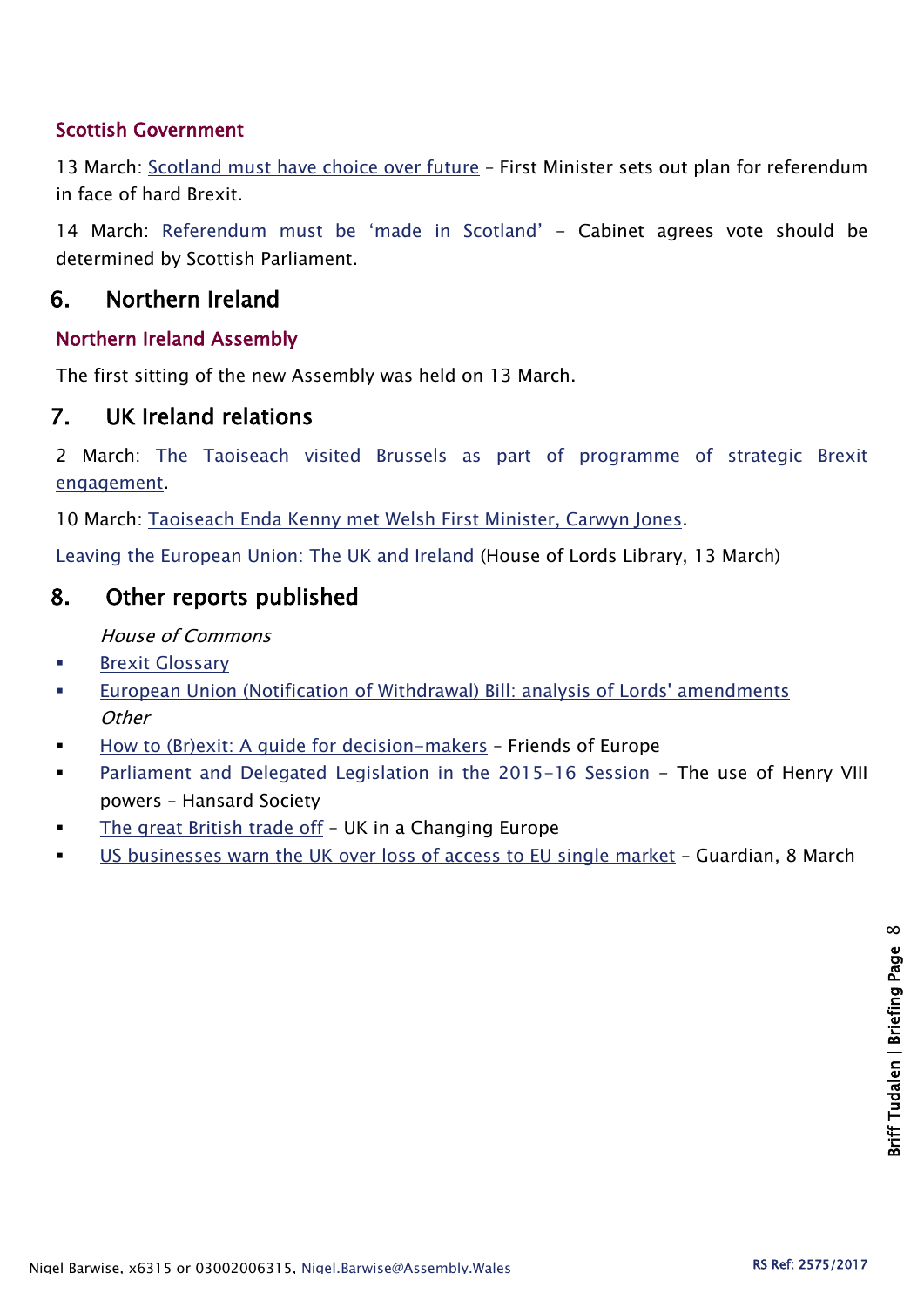### Scottish Government

13 March: Scotland must have choice over future – First Minister sets out plan for referendum in face of hard Brexit.

14 March: Referendum must be 'made in Scotland' – Cabinet agrees vote should be determined by Scottish Parliament.

## 6. Northern Ireland

### Northern Ireland Assembly

The first sitting of the new Assembly was held on 13 March.

## 7. UK Ireland relations

2 March: The Taoiseach visited Brussels as part of programme of strategic Brexit engagement.

10 March: Taoiseach Enda Kenny met Welsh First Minister, Carwyn Jones.

Leaving the European Union: The UK and Ireland (House of Lords Library, 13 March)

## 8. Other reports published

*House of Commons*

- Brexit Glossary
- European Union (Notification of Withdrawal) Bill: analysis of Lords' amendments

*Other*

- How to (Br)exit: A guide for decision-makers – Friends of Europe
- Parliament and Delegated Legislation in the 2015-16 Session – The use of Henry VIII powers – Hansard Society
- The great British trade off – UK in a Changing Europe
- US businesses warn the UK over loss of access to EU single market – Guardian, 8 March

Nigel Barwise, x6315 or 03002006315, Nigel.Barwise@Assembly.Wales

RS Ref: 2575/2017